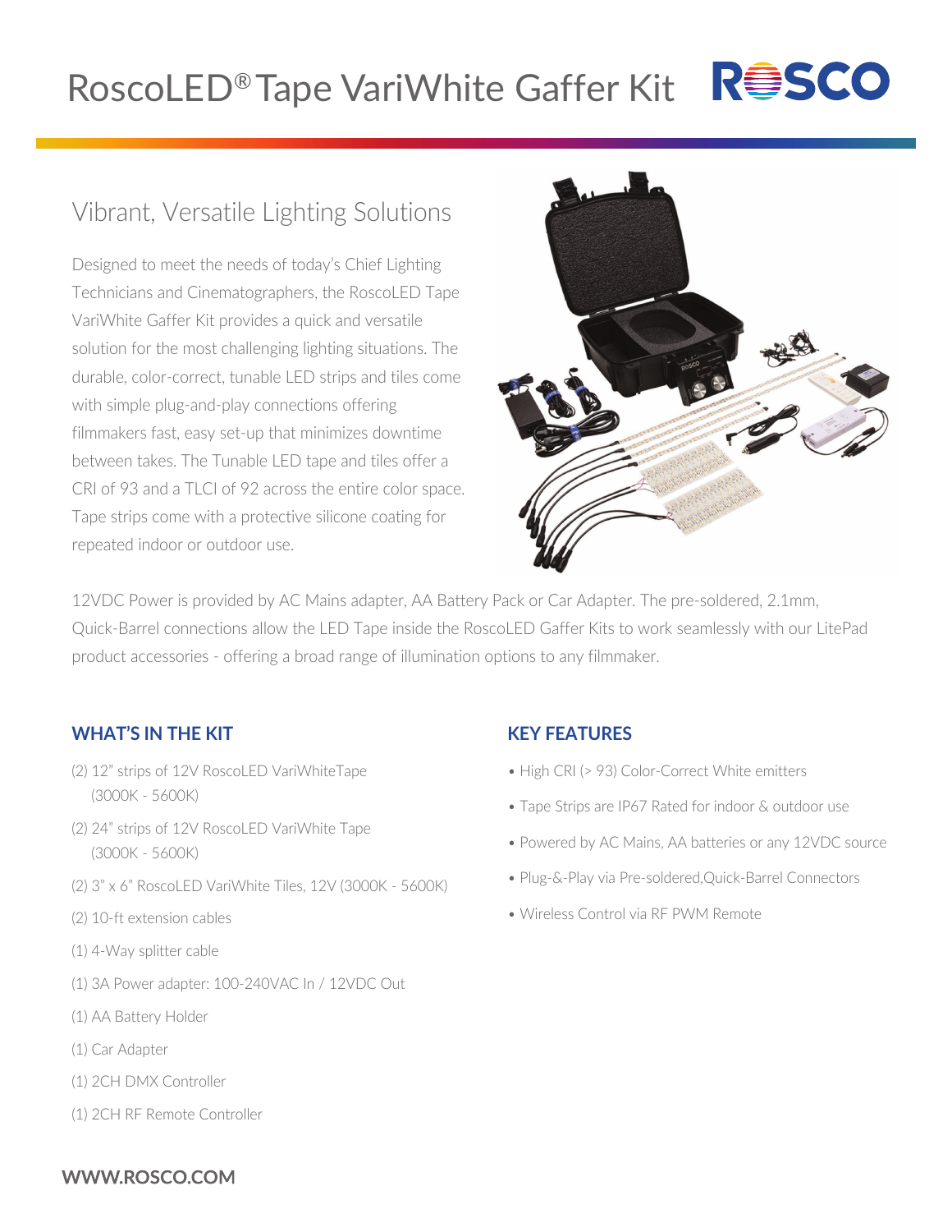# RoscoLED® Tape VariWhite Gaffer Kit

## Vibrant, Versatile Lighting Solutions

Designed to meet the needs of today's Chief Lighting Technicians and Cinematographers, the RoscoLED Tape VariWhite Gaffer Kit provides a quick and versatile solution for the most challenging lighting situations. The durable, color-correct, tunable LED strips and tiles come with simple plug-and-play connections offering filmmakers fast, easy set-up that minimizes downtime between takes. The Tunable LED tape and tiles offer a CRI of 93 and a TLCI of 92 across the entire color space. Tape strips come with a protective silicone coating for repeated indoor or outdoor use.

12VDC Power is provided by AC Mains adapter, AA Battery Pack or Car Adapter. The pre-soldered, 2.1mm, Quick-Barrel connections allow the LED Tape inside the RoscoLED Gaffer Kits to work seamlessly with our LitePad product accessories - offering a broad range of illumination options to any filmmaker.

### WHAT'S IN THE KIT

- (2) 12" strips of 12V RoscoLED VariWhiteTape (3000K - 5600K)
- (2) 24" strips of 12V RoscoLED VariWhite Tape (3000K - 5600K)
- (2) 3" x 6" RoscoLED VariWhite Tiles, 12V (3000K - 5600K)
- (2) 10-ft extension cables
- (1) 4-Way splitter cable
- (1) 3A Power adapter: 100-240VAC In / 12VDC Out
- (1) AA Battery Holder
- (1) Car Adapter
- (1) 2CH DMX Controller
- (1) 2CH RF Remote Controller

### KEY FEATURES

- High CRI (> 93) Color-Correct White emitters
- Tape Strips are IP67 Rated for indoor & outdoor use
- Powered by AC Mains, AA batteries or any 12VDC source
- Plug-&-Play via Pre-soldered,Quick-Barrel Connectors
- Wireless Control via RF PWM Remote

**WWW.ROSCO.COM**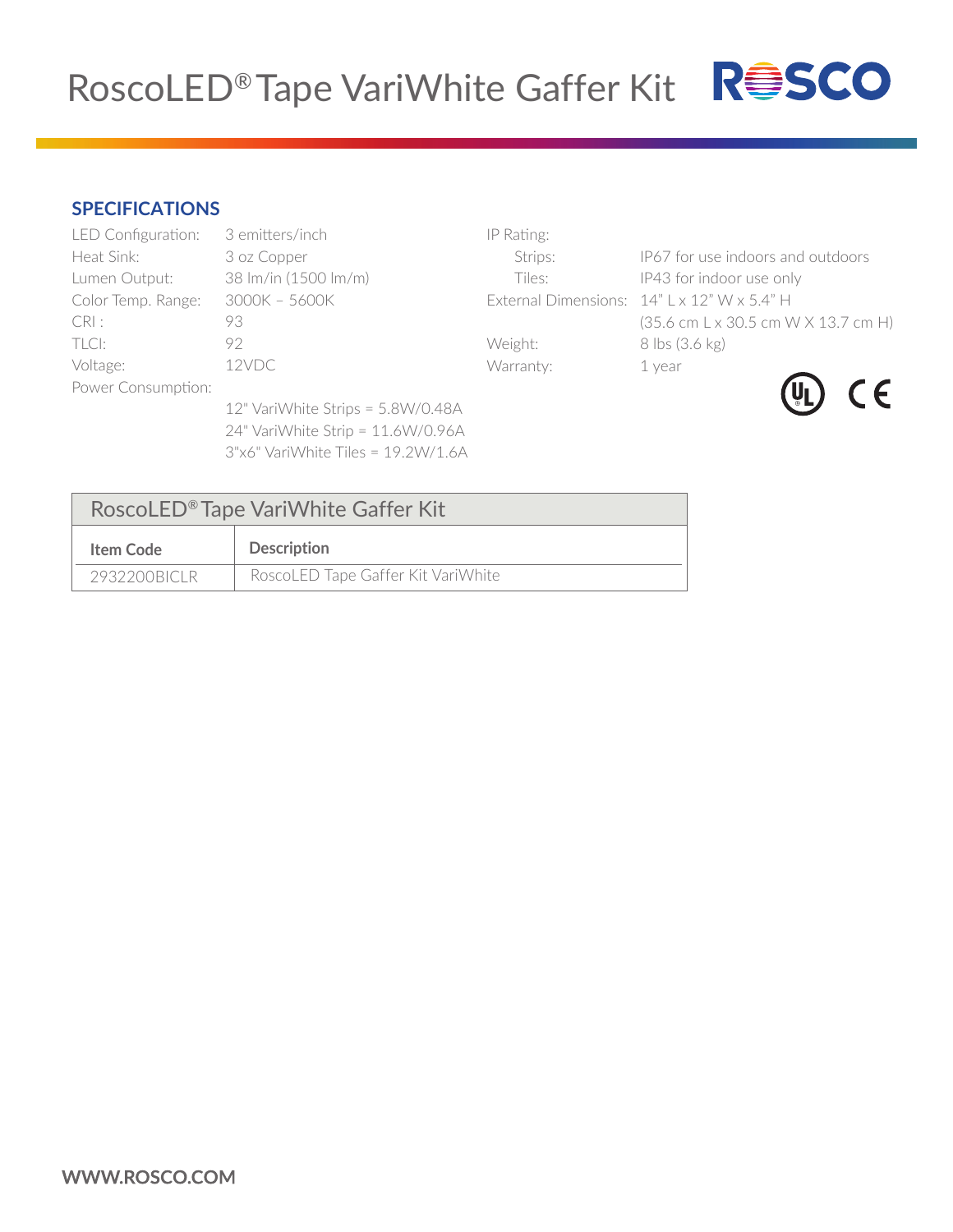# RoscoLED® Tape VariWhite Gaffer Kit

## SPECIFICATIONS

| | |
|---|---|
| LED Configuration: | 3 emitters/inch |
| Heat Sink: | 3 oz Copper |
| Lumen Output: | 38 lm/in (1500 lm/m) |
| Color Temp. Range: | 3000K – 5600K |
| CRI : | 93 |
| TLCI: | 92 |
| Voltage: | 12VDC |
| Power Consumption: | 12" VariWhite Strips = 5.8W/0.48A<br>24" VariWhite Strip = 11.6W/0.96A<br>3"x6" VariWhite Tiles = 19.2W/1.6A |
| IP Rating: | |
| Strips: | IP67 for use indoors and outdoors |
| Tiles: | IP43 for indoor use only |
| External Dimensions: | 14" L x 12" W x 5.4" H<br>(35.6 cm L x 30.5 cm W X 13.7 cm H) |
| Weight: | 8 lbs (3.6 kg) |
| Warranty: | 1 year |

| RoscoLED® Tape VariWhite Gaffer Kit | |
|---|---|
| **Item Code** | **Description** |
| 2932200BICLR | RoscoLED Tape Gaffer Kit VariWhite |

**WWW.ROSCO.COM**